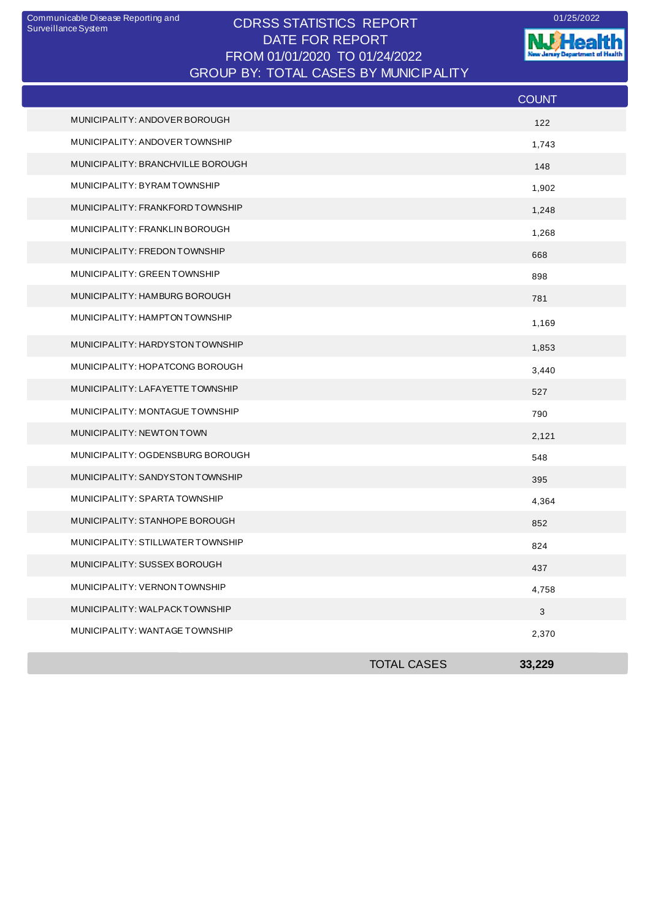Communicable Disease Reporting and Surveillance System

# CDRSS STATISTICS REPORT
## DATE FOR REPORT
## FROM 01/01/2020 TO 01/24/2022
## GROUP BY: TOTAL CASES BY MUNICIPALITY

01/25/2022

NJ Health
New Jersey Department of Health

| | COUNT |
|---|---|
| MUNICIPALITY: ANDOVER BOROUGH | 122 |
| MUNICIPALITY: ANDOVER TOWNSHIP | 1,743 |
| MUNICIPALITY: BRANCHVILLE BOROUGH | 148 |
| MUNICIPALITY: BYRAM TOWNSHIP | 1,902 |
| MUNICIPALITY: FRANKFORD TOWNSHIP | 1,248 |
| MUNICIPALITY: FRANKLIN BOROUGH | 1,268 |
| MUNICIPALITY: FREDON TOWNSHIP | 668 |
| MUNICIPALITY: GREEN TOWNSHIP | 898 |
| MUNICIPALITY: HAMBURG BOROUGH | 781 |
| MUNICIPALITY: HAMPTON TOWNSHIP | 1,169 |
| MUNICIPALITY: HARDYSTON TOWNSHIP | 1,853 |
| MUNICIPALITY: HOPATCONG BOROUGH | 3,440 |
| MUNICIPALITY: LAFAYETTE TOWNSHIP | 527 |
| MUNICIPALITY: MONTAGUE TOWNSHIP | 790 |
| MUNICIPALITY: NEWTON TOWN | 2,121 |
| MUNICIPALITY: OGDENSBURG BOROUGH | 548 |
| MUNICIPALITY: SANDYSTON TOWNSHIP | 395 |
| MUNICIPALITY: SPARTA TOWNSHIP | 4,364 |
| MUNICIPALITY: STANHOPE BOROUGH | 852 |
| MUNICIPALITY: STILLWATER TOWNSHIP | 824 |
| MUNICIPALITY: SUSSEX BOROUGH | 437 |
| MUNICIPALITY: VERNON TOWNSHIP | 4,758 |
| MUNICIPALITY: WALPACK TOWNSHIP | 3 |
| MUNICIPALITY: WANTAGE TOWNSHIP | 2,370 |
| **TOTAL CASES** | **33,229** |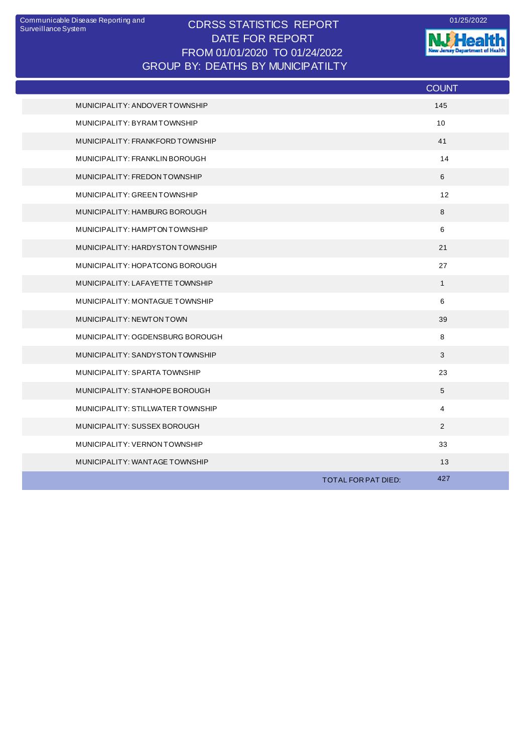Communicable Disease Reporting and Surveillance System

# CDRSS STATISTICS REPORT
## DATE FOR REPORT
## FROM 01/01/2020 TO 01/24/2022
## GROUP BY: DEATHS BY MUNICIPATILTY

01/25/2022

| | COUNT |
|---|---|
| MUNICIPALITY: ANDOVER TOWNSHIP | 145 |
| MUNICIPALITY: BYRAM TOWNSHIP | 10 |
| MUNICIPALITY: FRANKFORD TOWNSHIP | 41 |
| MUNICIPALITY: FRANKLIN BOROUGH | 14 |
| MUNICIPALITY: FREDON TOWNSHIP | 6 |
| MUNICIPALITY: GREEN TOWNSHIP | 12 |
| MUNICIPALITY: HAMBURG BOROUGH | 8 |
| MUNICIPALITY: HAMPTON TOWNSHIP | 6 |
| MUNICIPALITY: HARDYSTON TOWNSHIP | 21 |
| MUNICIPALITY: HOPATCONG BOROUGH | 27 |
| MUNICIPALITY: LAFAYETTE TOWNSHIP | 1 |
| MUNICIPALITY: MONTAGUE TOWNSHIP | 6 |
| MUNICIPALITY: NEWTON TOWN | 39 |
| MUNICIPALITY: OGDENSBURG BOROUGH | 8 |
| MUNICIPALITY: SANDYSTON TOWNSHIP | 3 |
| MUNICIPALITY: SPARTA TOWNSHIP | 23 |
| MUNICIPALITY: STANHOPE BOROUGH | 5 |
| MUNICIPALITY: STILLWATER TOWNSHIP | 4 |
| MUNICIPALITY: SUSSEX BOROUGH | 2 |
| MUNICIPALITY: VERNON TOWNSHIP | 33 |
| MUNICIPALITY: WANTAGE TOWNSHIP | 13 |
| TOTAL FOR PAT DIED: | 427 |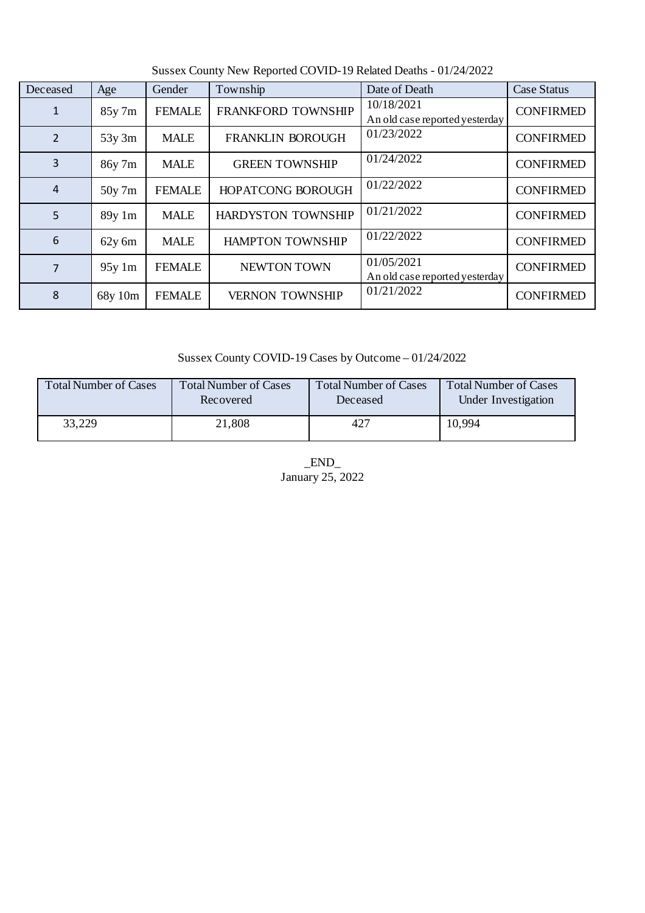Sussex County New Reported COVID-19 Related Deaths - 01/24/2022

| Deceased | Age | Gender | Township | Date of Death | Case Status |
|---|---|---|---|---|---|
| 1 | 85y 7m | FEMALE | FRANKFORD TOWNSHIP | 10/18/2021 An old case reported yesterday | CONFIRMED |
| 2 | 53y 3m | MALE | FRANKLIN BOROUGH | 01/23/2022 | CONFIRMED |
| 3 | 86y 7m | MALE | GREEN TOWNSHIP | 01/24/2022 | CONFIRMED |
| 4 | 50y 7m | FEMALE | HOPATCONG BOROUGH | 01/22/2022 | CONFIRMED |
| 5 | 89y 1m | MALE | HARDYSTON TOWNSHIP | 01/21/2022 | CONFIRMED |
| 6 | 62y 6m | MALE | HAMPTON TOWNSHIP | 01/22/2022 | CONFIRMED |
| 7 | 95y 1m | FEMALE | NEWTON TOWN | 01/05/2021 An old case reported yesterday | CONFIRMED |
| 8 | 68y 10m | FEMALE | VERNON TOWNSHIP | 01/21/2022 | CONFIRMED |

Sussex County COVID-19 Cases by Outcome – 01/24/2022

| Total Number of Cases | Total Number of Cases Recovered | Total Number of Cases Deceased | Total Number of Cases Under Investigation |
|---|---|---|---|
| 33,229 | 21,808 | 427 | 10,994 |

_END_

January 25, 2022